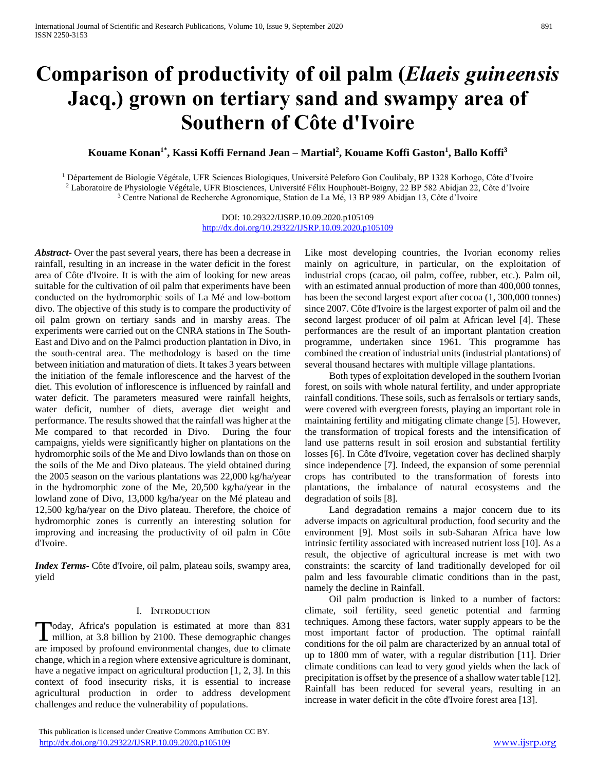# Comparison of productivity of oil palm (*Elaeis guineensis* Jacq.) grown on tertiary sand and swampy area of Southern of Côte d'Ivoire

**Kouame Konan[1*], Kassi Koffi Fernand Jean – Martial[2], Kouame Koffi Gaston[1], Ballo Koffi[3]**

[1] Département de Biologie Végétale, UFR Sciences Biologiques, Université Peleforo Gon Coulibaly, BP 1328 Korhogo, Côte d'Ivoire
[2] Laboratoire de Physiologie Végétale, UFR Biosciences, Université Félix Houphouët-Boigny, 22 BP 582 Abidjan 22, Côte d'Ivoire
[3] Centre National de Recherche Agronomique, Station de La Mé, 13 BP 989 Abidjan 13, Côte d'Ivoire

DOI: 10.29322/IJSRP.10.09.2020.p105109
http://dx.doi.org/10.29322/IJSRP.10.09.2020.p105109

***Abstract***- Over the past several years, there has been a decrease in rainfall, resulting in an increase in the water deficit in the forest area of Côte d'Ivoire. It is with the aim of looking for new areas suitable for the cultivation of oil palm that experiments have been conducted on the hydromorphic soils of La Mé and low-bottom divo. The objective of this study is to compare the productivity of oil palm grown on tertiary sands and in marshy areas. The experiments were carried out on the CNRA stations in The South-East and Divo and on the Palmci production plantation in Divo, in the south-central area. The methodology is based on the time between initiation and maturation of diets. It takes 3 years between the initiation of the female inflorescence and the harvest of the diet. This evolution of inflorescence is influenced by rainfall and water deficit. The parameters measured were rainfall heights, water deficit, number of diets, average diet weight and performance. The results showed that the rainfall was higher at the Me compared to that recorded in Divo. During the four campaigns, yields were significantly higher on plantations on the hydromorphic soils of the Me and Divo lowlands than on those on the soils of the Me and Divo plateaus. The yield obtained during the 2005 season on the various plantations was 22,000 kg/ha/year in the hydromorphic zone of the Me, 20,500 kg/ha/year in the lowland zone of Divo, 13,000 kg/ha/year on the Mé plateau and 12,500 kg/ha/year on the Divo plateau. Therefore, the choice of hydromorphic zones is currently an interesting solution for improving and increasing the productivity of oil palm in Côte d'Ivoire.

***Index Terms***- Côte d'Ivoire, oil palm, plateau soils, swampy area, yield

## I. Introduction

Today, Africa's population is estimated at more than 831 million, at 3.8 billion by 2100. These demographic changes are imposed by profound environmental changes, due to climate change, which in a region where extensive agriculture is dominant, have a negative impact on agricultural production [1, 2, 3]. In this context of food insecurity risks, it is essential to increase agricultural production in order to address development challenges and reduce the vulnerability of populations.

Like most developing countries, the Ivorian economy relies mainly on agriculture, in particular, on the exploitation of industrial crops (cacao, oil palm, coffee, rubber, etc.). Palm oil, with an estimated annual production of more than 400,000 tonnes, has been the second largest export after cocoa (1, 300,000 tonnes) since 2007. Côte d'Ivoire is the largest exporter of palm oil and the second largest producer of oil palm at African level [4]. These performances are the result of an important plantation creation programme, undertaken since 1961. This programme has combined the creation of industrial units (industrial plantations) of several thousand hectares with multiple village plantations.

Both types of exploitation developed in the southern Ivorian forest, on soils with whole natural fertility, and under appropriate rainfall conditions. These soils, such as ferralsols or tertiary sands, were covered with evergreen forests, playing an important role in maintaining fertility and mitigating climate change [5]. However, the transformation of tropical forests and the intensification of land use patterns result in soil erosion and substantial fertility losses [6]. In Côte d'Ivoire, vegetation cover has declined sharply since independence [7]. Indeed, the expansion of some perennial crops has contributed to the transformation of forests into plantations, the imbalance of natural ecosystems and the degradation of soils [8].

Land degradation remains a major concern due to its adverse impacts on agricultural production, food security and the environment [9]. Most soils in sub-Saharan Africa have low intrinsic fertility associated with increased nutrient loss [10]. As a result, the objective of agricultural increase is met with two constraints: the scarcity of land traditionally developed for oil palm and less favourable climatic conditions than in the past, namely the decline in Rainfall.

Oil palm production is linked to a number of factors: climate, soil fertility, seed genetic potential and farming techniques. Among these factors, water supply appears to be the most important factor of production. The optimal rainfall conditions for the oil palm are characterized by an annual total of up to 1800 mm of water, with a regular distribution [11]. Drier climate conditions can lead to very good yields when the lack of precipitation is offset by the presence of a shallow water table [12]. Rainfall has been reduced for several years, resulting in an increase in water deficit in the côte d'Ivoire forest area [13].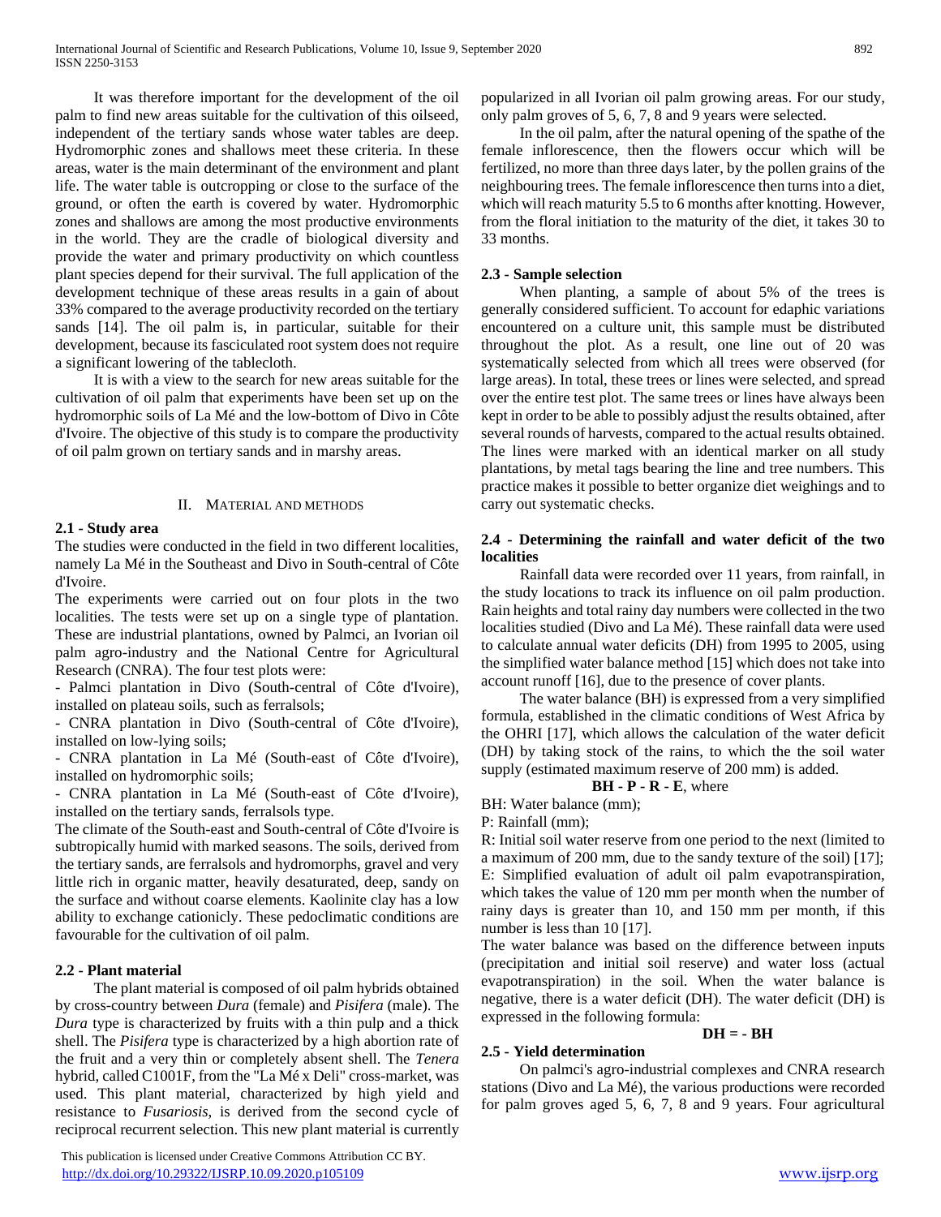It was therefore important for the development of the oil palm to find new areas suitable for the cultivation of this oilseed, independent of the tertiary sands whose water tables are deep. Hydromorphic zones and shallows meet these criteria. In these areas, water is the main determinant of the environment and plant life. The water table is outcropping or close to the surface of the ground, or often the earth is covered by water. Hydromorphic zones and shallows are among the most productive environments in the world. They are the cradle of biological diversity and provide the water and primary productivity on which countless plant species depend for their survival. The full application of the development technique of these areas results in a gain of about 33% compared to the average productivity recorded on the tertiary sands [14]. The oil palm is, in particular, suitable for their development, because its fasciculated root system does not require a significant lowering of the tablecloth.

It is with a view to the search for new areas suitable for the cultivation of oil palm that experiments have been set up on the hydromorphic soils of La Mé and the low-bottom of Divo in Côte d'Ivoire. The objective of this study is to compare the productivity of oil palm grown on tertiary sands and in marshy areas.

## II. Material and Methods

### 2.1 - Study area

The studies were conducted in the field in two different localities, namely La Mé in the Southeast and Divo in South-central of Côte d'Ivoire.

The experiments were carried out on four plots in the two localities. The tests were set up on a single type of plantation. These are industrial plantations, owned by Palmci, an Ivorian oil palm agro-industry and the National Centre for Agricultural Research (CNRA). The four test plots were:

- Palmci plantation in Divo (South-central of Côte d'Ivoire), installed on plateau soils, such as ferralsols;
- CNRA plantation in Divo (South-central of Côte d'Ivoire), installed on low-lying soils;
- CNRA plantation in La Mé (South-east of Côte d'Ivoire), installed on hydromorphic soils;
- CNRA plantation in La Mé (South-east of Côte d'Ivoire), installed on the tertiary sands, ferralsols type.

The climate of the South-east and South-central of Côte d'Ivoire is subtropically humid with marked seasons. The soils, derived from the tertiary sands, are ferralsols and hydromorphs, gravel and very little rich in organic matter, heavily desaturated, deep, sandy on the surface and without coarse elements. Kaolinite clay has a low ability to exchange cationicly. These pedoclimatic conditions are favourable for the cultivation of oil palm.

### 2.2 - Plant material

The plant material is composed of oil palm hybrids obtained by cross-country between *Dura* (female) and *Pisifera* (male). The *Dura* type is characterized by fruits with a thin pulp and a thick shell. The *Pisifera* type is characterized by a high abortion rate of the fruit and a very thin or completely absent shell. The *Tenera* hybrid, called C1001F, from the "La Mé x Deli" cross-market, was used. This plant material, characterized by high yield and resistance to *Fusariosis*, is derived from the second cycle of reciprocal recurrent selection. This new plant material is currently popularized in all Ivorian oil palm growing areas. For our study, only palm groves of 5, 6, 7, 8 and 9 years were selected.

In the oil palm, after the natural opening of the spathe of the female inflorescence, then the flowers occur which will be fertilized, no more than three days later, by the pollen grains of the neighbouring trees. The female inflorescence then turns into a diet, which will reach maturity 5.5 to 6 months after knotting. However, from the floral initiation to the maturity of the diet, it takes 30 to 33 months.

### 2.3 - Sample selection

When planting, a sample of about 5% of the trees is generally considered sufficient. To account for edaphic variations encountered on a culture unit, this sample must be distributed throughout the plot. As a result, one line out of 20 was systematically selected from which all trees were observed (for large areas). In total, these trees or lines were selected, and spread over the entire test plot. The same trees or lines have always been kept in order to be able to possibly adjust the results obtained, after several rounds of harvests, compared to the actual results obtained. The lines were marked with an identical marker on all study plantations, by metal tags bearing the line and tree numbers. This practice makes it possible to better organize diet weighings and to carry out systematic checks.

### 2.4 - Determining the rainfall and water deficit of the two localities

Rainfall data were recorded over 11 years, from rainfall, in the study locations to track its influence on oil palm production. Rain heights and total rainy day numbers were collected in the two localities studied (Divo and La Mé). These rainfall data were used to calculate annual water deficits (DH) from 1995 to 2005, using the simplified water balance method [15] which does not take into account runoff [16], due to the presence of cover plants.

The water balance (BH) is expressed from a very simplified formula, established in the climatic conditions of West Africa by the OHRI [17], which allows the calculation of the water deficit (DH) by taking stock of the rains, to which the the soil water supply (estimated maximum reserve of 200 mm) is added.

$$\mathbf{BH - P - R - E}$$, where

BH: Water balance (mm);

P: Rainfall (mm);

R: Initial soil water reserve from one period to the next (limited to a maximum of 200 mm, due to the sandy texture of the soil) [17];

E: Simplified evaluation of adult oil palm evapotranspiration, which takes the value of 120 mm per month when the number of rainy days is greater than 10, and 150 mm per month, if this number is less than 10 [17].

The water balance was based on the difference between inputs (precipitation and initial soil reserve) and water loss (actual evapotranspiration) in the soil. When the water balance is negative, there is a water deficit (DH). The water deficit (DH) is expressed in the following formula:

$$\mathbf{DH = - BH}$$

### 2.5 - Yield determination

On palmci's agro-industrial complexes and CNRA research stations (Divo and La Mé), the various productions were recorded for palm groves aged 5, 6, 7, 8 and 9 years. Four agricultural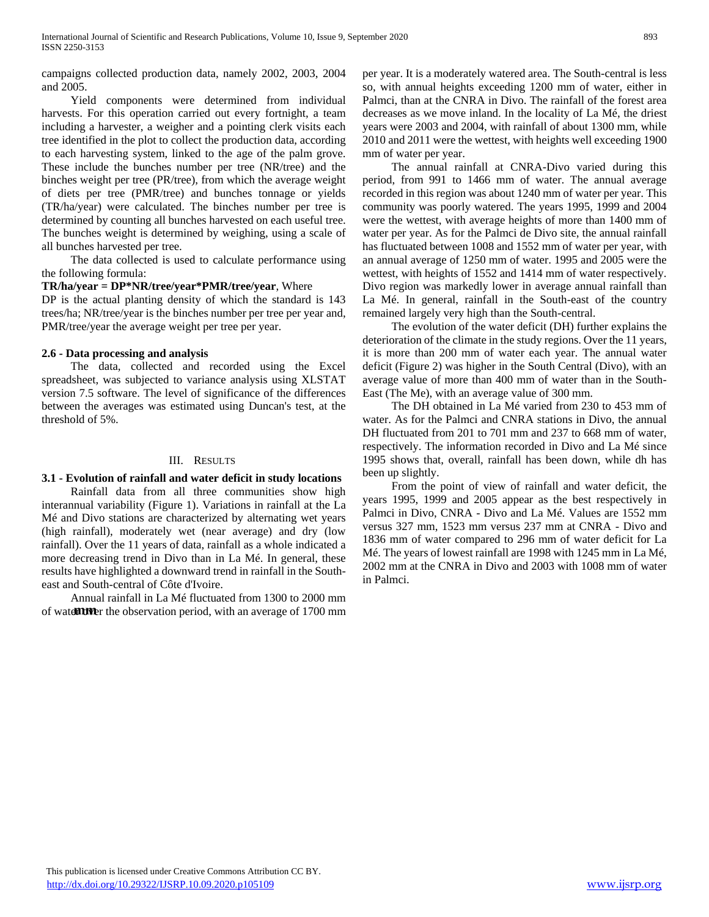campaigns collected production data, namely 2002, 2003, 2004 and 2005.

Yield components were determined from individual harvests. For this operation carried out every fortnight, a team including a harvester, a weigher and a pointing clerk visits each tree identified in the plot to collect the production data, according to each harvesting system, linked to the age of the palm grove. These include the bunches number per tree (NR/tree) and the binches weight per tree (PR/tree), from which the average weight of diets per tree (PMR/tree) and bunches tonnage or yields (TR/ha/year) were calculated. The binches number per tree is determined by counting all bunches harvested on each useful tree. The bunches weight is determined by weighing, using a scale of all bunches harvested per tree.

The data collected is used to calculate performance using the following formula:

**TR/ha/year = DP*NR/tree/year*PMR/tree/year**, Where

DP is the actual planting density of which the standard is 143 trees/ha; NR/tree/year is the binches number per tree per year and, PMR/tree/year the average weight per tree per year.

### 2.6 - Data processing and analysis

The data, collected and recorded using the Excel spreadsheet, was subjected to variance analysis using XLSTAT version 7.5 software. The level of significance of the differences between the averages was estimated using Duncan's test, at the threshold of 5%.

## III. Results

### 3.1 - Evolution of rainfall and water deficit in study locations

Rainfall data from all three communities show high interannual variability (Figure 1). Variations in rainfall at the La Mé and Divo stations are characterized by alternating wet years (high rainfall), moderately wet (near average) and dry (low rainfall). Over the 11 years of data, rainfall as a whole indicated a more decreasing trend in Divo than in La Mé. In general, these results have highlighted a downward trend in rainfall in the South-east and South-central of Côte d'Ivoire.

Annual rainfall in La Mé fluctuated from 1300 to 2000 mm of water over the observation period, with an average of 1700 mm per year. It is a moderately watered area. The South-central is less so, with annual heights exceeding 1200 mm of water, either in Palmci, than at the CNRA in Divo. The rainfall of the forest area decreases as we move inland. In the locality of La Mé, the driest years were 2003 and 2004, with rainfall of about 1300 mm, while 2010 and 2011 were the wettest, with heights well exceeding 1900 mm of water per year.

The annual rainfall at CNRA-Divo varied during this period, from 991 to 1466 mm of water. The annual average recorded in this region was about 1240 mm of water per year. This community was poorly watered. The years 1995, 1999 and 2004 were the wettest, with average heights of more than 1400 mm of water per year. As for the Palmci de Divo site, the annual rainfall has fluctuated between 1008 and 1552 mm of water per year, with an annual average of 1250 mm of water. 1995 and 2005 were the wettest, with heights of 1552 and 1414 mm of water respectively. Divo region was markedly lower in average annual rainfall than La Mé. In general, rainfall in the South-east of the country remained largely very high than the South-central.

The evolution of the water deficit (DH) further explains the deterioration of the climate in the study regions. Over the 11 years, it is more than 200 mm of water each year. The annual water deficit (Figure 2) was higher in the South Central (Divo), with an average value of more than 400 mm of water than in the South-East (The Me), with an average value of 300 mm.

The DH obtained in La Mé varied from 230 to 453 mm of water. As for the Palmci and CNRA stations in Divo, the annual DH fluctuated from 201 to 701 mm and 237 to 668 mm of water, respectively. The information recorded in Divo and La Mé since 1995 shows that, overall, rainfall has been down, while dh has been up slightly.

From the point of view of rainfall and water deficit, the years 1995, 1999 and 2005 appear as the best respectively in Palmci in Divo, CNRA - Divo and La Mé. Values are 1552 mm versus 327 mm, 1523 mm versus 237 mm at CNRA - Divo and 1836 mm of water compared to 296 mm of water deficit for La Mé. The years of lowest rainfall are 1998 with 1245 mm in La Mé, 2002 mm at the CNRA in Divo and 2003 with 1008 mm of water in Palmci.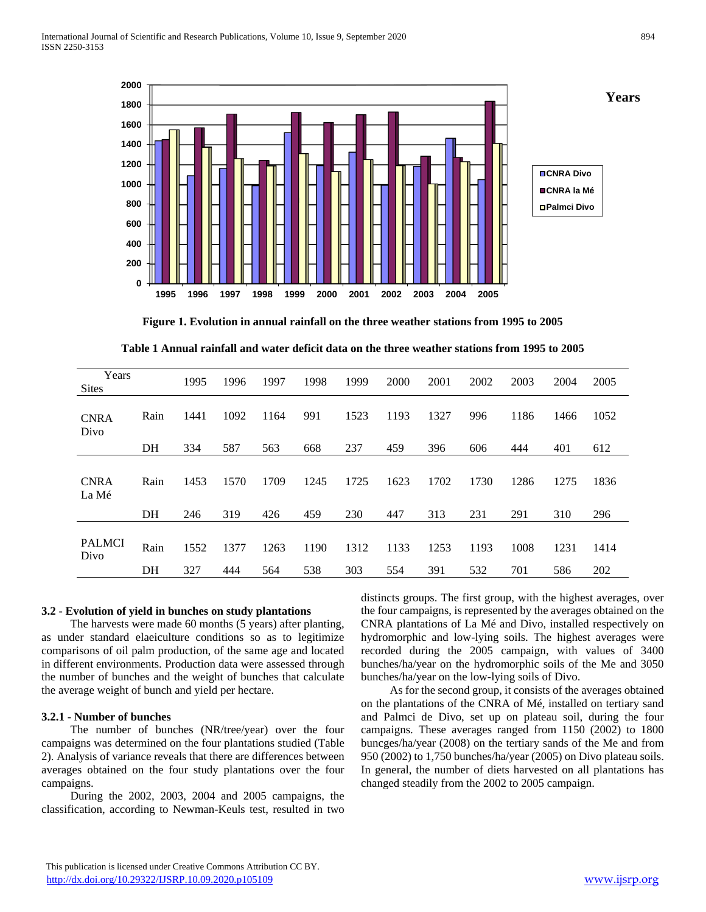**Figure 1. Evolution in annual rainfall on the three weather stations from 1995 to 2005**

**Table 1 Annual rainfall and water deficit data on the three weather stations from 1995 to 2005**

| Sites / Years | | 1995 | 1996 | 1997 | 1998 | 1999 | 2000 | 2001 | 2002 | 2003 | 2004 | 2005 |
|---|---|---|---|---|---|---|---|---|---|---|---|---|
| CNRA Divo | Rain | 1441 | 1092 | 1164 | 991 | 1523 | 1193 | 1327 | 996 | 1186 | 1466 | 1052 |
| | DH | 334 | 587 | 563 | 668 | 237 | 459 | 396 | 606 | 444 | 401 | 612 |
| CNRA La Mé | Rain | 1453 | 1570 | 1709 | 1245 | 1725 | 1623 | 1702 | 1730 | 1286 | 1275 | 1836 |
| | DH | 246 | 319 | 426 | 459 | 230 | 447 | 313 | 231 | 291 | 310 | 296 |
| PALMCI Divo | Rain | 1552 | 1377 | 1263 | 1190 | 1312 | 1133 | 1253 | 1193 | 1008 | 1231 | 1414 |
| | DH | 327 | 444 | 564 | 538 | 303 | 554 | 391 | 532 | 701 | 586 | 202 |

### 3.2 - Evolution of yield in bunches on study plantations

The harvests were made 60 months (5 years) after planting, as under standard elaeiculture conditions so as to legitimize comparisons of oil palm production, of the same age and located in different environments. Production data were assessed through the number of bunches and the weight of bunches that calculate the average weight of bunch and yield per hectare.

### 3.2.1 - Number of bunches

The number of bunches (NR/tree/year) over the four campaigns was determined on the four plantations studied (Table 2). Analysis of variance reveals that there are differences between averages obtained on the four study plantations over the four campaigns.

During the 2002, 2003, 2004 and 2005 campaigns, the classification, according to Newman-Keuls test, resulted in two distincts groups. The first group, with the highest averages, over the four campaigns, is represented by the averages obtained on the CNRA plantations of La Mé and Divo, installed respectively on hydromorphic and low-lying soils. The highest averages were recorded during the 2005 campaign, with values of 3400 bunches/ha/year on the hydromorphic soils of the Me and 3050 bunches/ha/year on the low-lying soils of Divo.

As for the second group, it consists of the averages obtained on the plantations of the CNRA of Mé, installed on tertiary sand and Palmci de Divo, set up on plateau soil, during the four campaigns. These averages ranged from 1150 (2002) to 1800 buncges/ha/year (2008) on the tertiary sands of the Me and from 950 (2002) to 1,750 bunches/ha/year (2005) on Divo plateau soils. In general, the number of diets harvested on all plantations has changed steadily from the 2002 to 2005 campaign.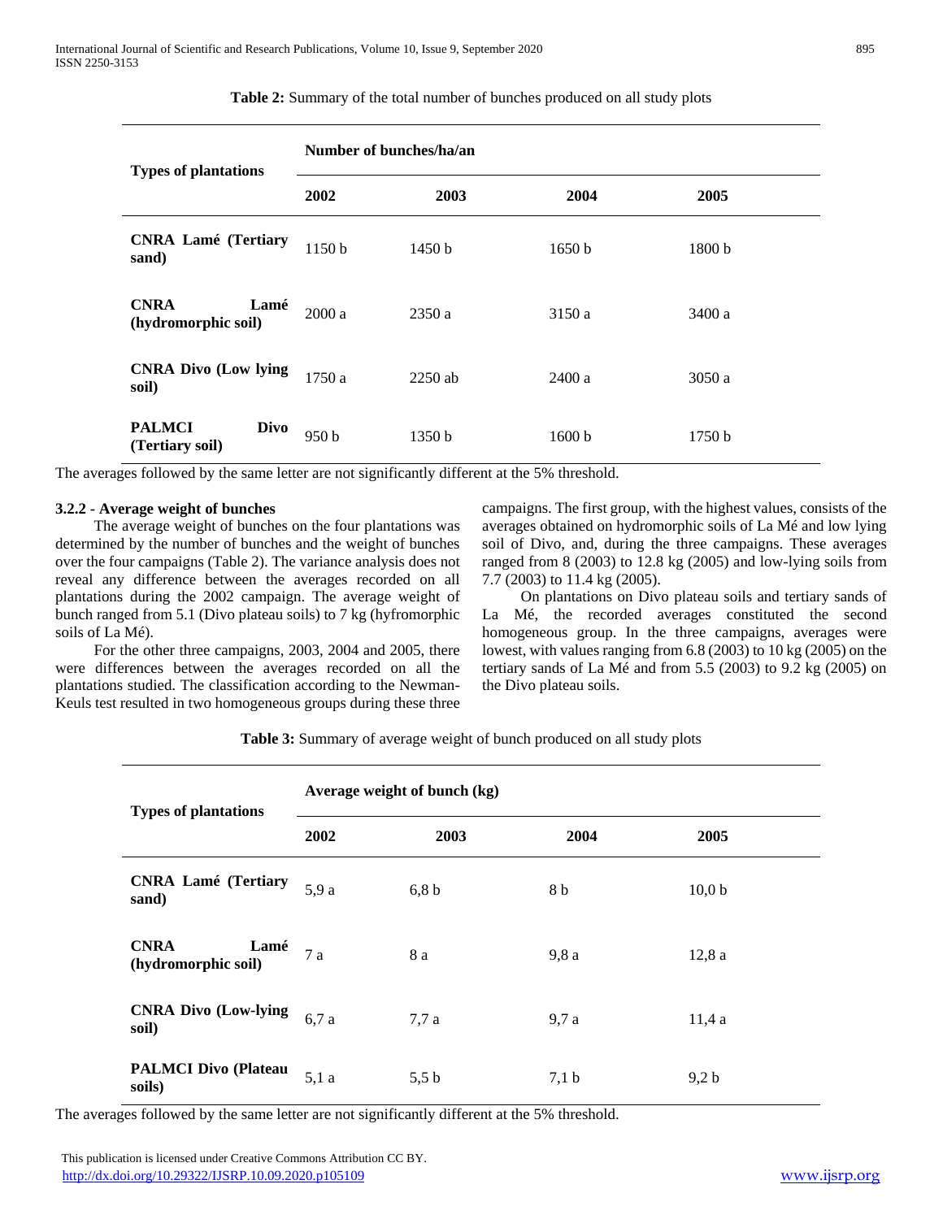**Table 2:** Summary of the total number of bunches produced on all study plots

| Types of plantations | Number of bunches/ha/an | | | |
|---|---|---|---|---|
| | 2002 | 2003 | 2004 | 2005 |
| CNRA Lamé (Tertiary sand) | 1150 b | 1450 b | 1650 b | 1800 b |
| CNRA Lamé (hydromorphic soil) | 2000 a | 2350 a | 3150 a | 3400 a |
| CNRA Divo (Low lying soil) | 1750 a | 2250 ab | 2400 a | 3050 a |
| PALMCI Divo (Tertiary soil) | 950 b | 1350 b | 1600 b | 1750 b |

The averages followed by the same letter are not significantly different at the 5% threshold.

#### 3.2.2 - Average weight of bunches

The average weight of bunches on the four plantations was determined by the number of bunches and the weight of bunches over the four campaigns (Table 2). The variance analysis does not reveal any difference between the averages recorded on all plantations during the 2002 campaign. The average weight of bunch ranged from 5.1 (Divo plateau soils) to 7 kg (hyfromorphic soils of La Mé).

For the other three campaigns, 2003, 2004 and 2005, there were differences between the averages recorded on all the plantations studied. The classification according to the Newman-Keuls test resulted in two homogeneous groups during these three campaigns. The first group, with the highest values, consists of the averages obtained on hydromorphic soils of La Mé and low lying soil of Divo, and, during the three campaigns. These averages ranged from 8 (2003) to 12.8 kg (2005) and low-lying soils from 7.7 (2003) to 11.4 kg (2005).

On plantations on Divo plateau soils and tertiary sands of La Mé, the recorded averages constituted the second homogeneous group. In the three campaigns, averages were lowest, with values ranging from 6.8 (2003) to 10 kg (2005) on the tertiary sands of La Mé and from 5.5 (2003) to 9.2 kg (2005) on the Divo plateau soils.

**Table 3:** Summary of average weight of bunch produced on all study plots

| Types of plantations | Average weight of bunch (kg) | | | |
|---|---|---|---|---|
| | 2002 | 2003 | 2004 | 2005 |
| CNRA Lamé (Tertiary sand) | 5,9 a | 6,8 b | 8 b | 10,0 b |
| CNRA Lamé (hydromorphic soil) | 7 a | 8 a | 9,8 a | 12,8 a |
| CNRA Divo (Low-lying soil) | 6,7 a | 7,7 a | 9,7 a | 11,4 a |
| PALMCI Divo (Plateau soils) | 5,1 a | 5,5 b | 7,1 b | 9,2 b |

The averages followed by the same letter are not significantly different at the 5% threshold.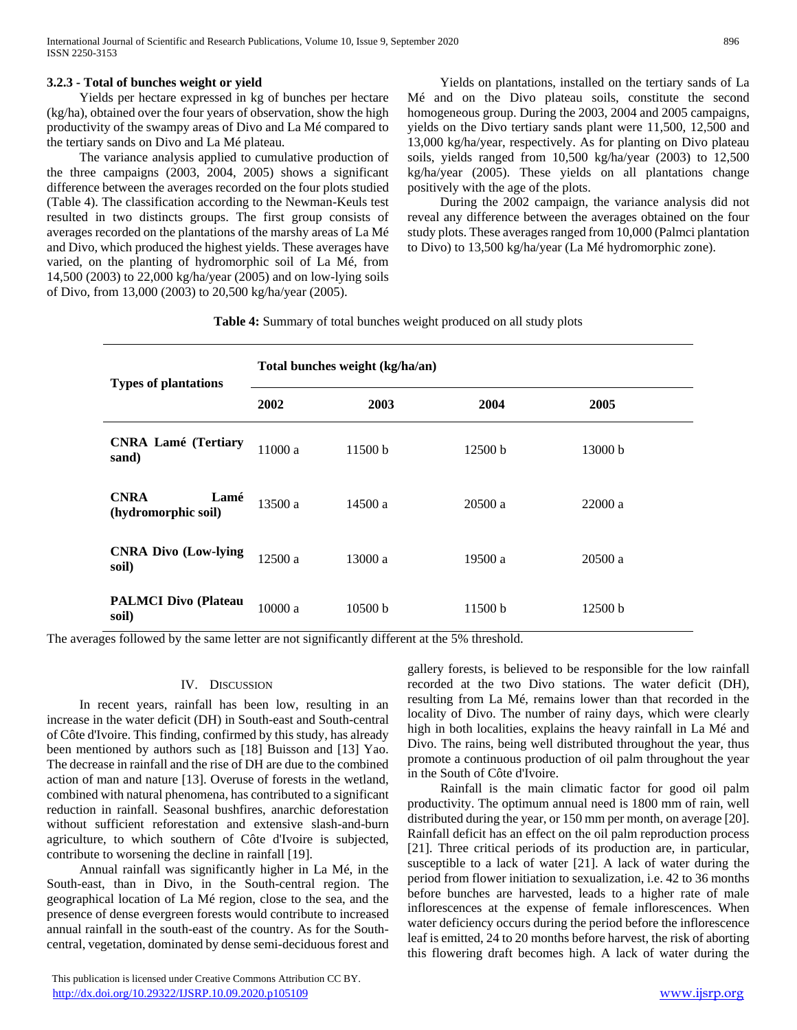### 3.2.3 - Total of bunches weight or yield

Yields per hectare expressed in kg of bunches per hectare (kg/ha), obtained over the four years of observation, show the high productivity of the swampy areas of Divo and La Mé compared to the tertiary sands on Divo and La Mé plateau.

The variance analysis applied to cumulative production of the three campaigns (2003, 2004, 2005) shows a significant difference between the averages recorded on the four plots studied (Table 4). The classification according to the Newman-Keuls test resulted in two distincts groups. The first group consists of averages recorded on the plantations of the marshy areas of La Mé and Divo, which produced the highest yields. These averages have varied, on the planting of hydromorphic soil of La Mé, from 14,500 (2003) to 22,000 kg/ha/year (2005) and on low-lying soils of Divo, from 13,000 (2003) to 20,500 kg/ha/year (2005).

Yields on plantations, installed on the tertiary sands of La Mé and on the Divo plateau soils, constitute the second homogeneous group. During the 2003, 2004 and 2005 campaigns, yields on the Divo tertiary sands plant were 11,500, 12,500 and 13,000 kg/ha/year, respectively. As for planting on Divo plateau soils, yields ranged from 10,500 kg/ha/year (2003) to 12,500 kg/ha/year (2005). These yields on all plantations change positively with the age of the plots.

During the 2002 campaign, the variance analysis did not reveal any difference between the averages obtained on the four study plots. These averages ranged from 10,000 (Palmci plantation to Divo) to 13,500 kg/ha/year (La Mé hydromorphic zone).

**Table 4:** Summary of total bunches weight produced on all study plots

| Types of plantations | Total bunches weight (kg/ha/an) | | | |
|---|---|---|---|---|
| | 2002 | 2003 | 2004 | 2005 |
| **CNRA Lamé (Tertiary sand)** | 11000 a | 11500 b | 12500 b | 13000 b |
| **CNRA Lamé (hydromorphic soil)** | 13500 a | 14500 a | 20500 a | 22000 a |
| **CNRA Divo (Low-lying soil)** | 12500 a | 13000 a | 19500 a | 20500 a |
| **PALMCI Divo (Plateau soil)** | 10000 a | 10500 b | 11500 b | 12500 b |

The averages followed by the same letter are not significantly different at the 5% threshold.

## IV. Discussion

In recent years, rainfall has been low, resulting in an increase in the water deficit (DH) in South-east and South-central of Côte d'Ivoire. This finding, confirmed by this study, has already been mentioned by authors such as [18] Buisson and [13] Yao. The decrease in rainfall and the rise of DH are due to the combined action of man and nature [13]. Overuse of forests in the wetland, combined with natural phenomena, has contributed to a significant reduction in rainfall. Seasonal bushfires, anarchic deforestation without sufficient reforestation and extensive slash-and-burn agriculture, to which southern of Côte d'Ivoire is subjected, contribute to worsening the decline in rainfall [19].

Annual rainfall was significantly higher in La Mé, in the South-east, than in Divo, in the South-central region. The geographical location of La Mé region, close to the sea, and the presence of dense evergreen forests would contribute to increased annual rainfall in the south-east of the country. As for the South-central, vegetation, dominated by dense semi-deciduous forest and gallery forests, is believed to be responsible for the low rainfall recorded at the two Divo stations. The water deficit (DH), resulting from La Mé, remains lower than that recorded in the locality of Divo. The number of rainy days, which were clearly high in both localities, explains the heavy rainfall in La Mé and Divo. The rains, being well distributed throughout the year, thus promote a continuous production of oil palm throughout the year in the South of Côte d'Ivoire.

Rainfall is the main climatic factor for good oil palm productivity. The optimum annual need is 1800 mm of rain, well distributed during the year, or 150 mm per month, on average [20]. Rainfall deficit has an effect on the oil palm reproduction process [21]. Three critical periods of its production are, in particular, susceptible to a lack of water [21]. A lack of water during the period from flower initiation to sexualization, i.e. 42 to 36 months before bunches are harvested, leads to a higher rate of male inflorescences at the expense of female inflorescences. When water deficiency occurs during the period before the inflorescence leaf is emitted, 24 to 20 months before harvest, the risk of aborting this flowering draft becomes high. A lack of water during the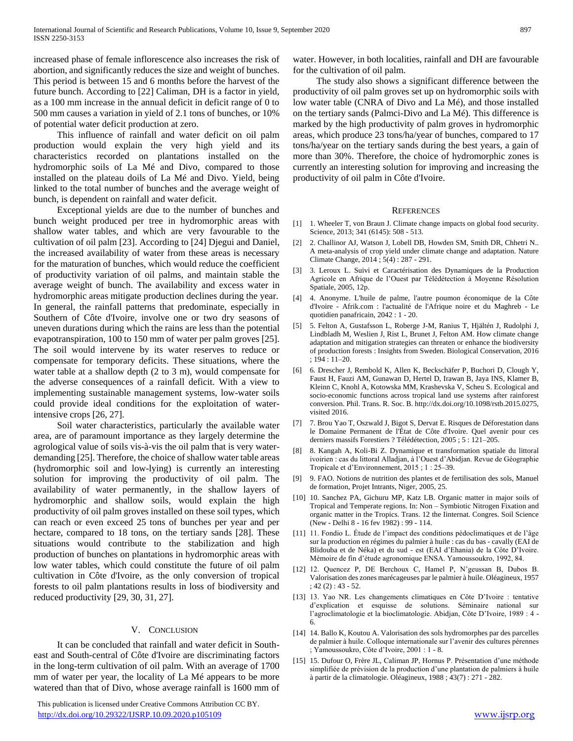increased phase of female inflorescence also increases the risk of abortion, and significantly reduces the size and weight of bunches. This period is between 15 and 6 months before the harvest of the future bunch. According to [22] Caliman, DH is a factor in yield, as a 100 mm increase in the annual deficit in deficit range of 0 to 500 mm causes a variation in yield of 2.1 tons of bunches, or 10% of potential water deficit production at zero.

This influence of rainfall and water deficit on oil palm production would explain the very high yield and its characteristics recorded on plantations installed on the hydromorphic soils of La Mé and Divo, compared to those installed on the plateau doils of La Mé and Divo. Yield, being linked to the total number of bunches and the average weight of bunch, is dependent on rainfall and water deficit.

Exceptional yields are due to the number of bunches and bunch weight produced per tree in hydromorphic areas with shallow water tables, and which are very favourable to the cultivation of oil palm [23]. According to [24] Djegui and Daniel, the increased availability of water from these areas is necessary for the maturation of bunches, which would reduce the coefficient of productivity variation of oil palms, and maintain stable the average weight of bunch. The availability and excess water in hydromorphic areas mitigate production declines during the year. In general, the rainfall patterns that predominate, especially in Southern of Côte d'Ivoire, involve one or two dry seasons of uneven durations during which the rains are less than the potential evapotranspiration, 100 to 150 mm of water per palm groves [25]. The soil would intervene by its water reserves to reduce or compensate for temporary deficits. These situations, where the water table at a shallow depth (2 to 3 m), would compensate for the adverse consequences of a rainfall deficit. With a view to implementing sustainable management systems, low-water soils could provide ideal conditions for the exploitation of water-intensive crops [26, 27].

Soil water characteristics, particularly the available water area, are of paramount importance as they largely determine the agrological value of soils vis-à-vis the oil palm that is very water-demanding [25]. Therefore, the choice of shallow water table areas (hydromorphic soil and low-lying) is currently an interesting solution for improving the productivity of oil palm. The availability of water permanently, in the shallow layers of hydromorphic and shallow soils, would explain the high productivity of oil palm groves installed on these soil types, which can reach or even exceed 25 tons of bunches per year and per hectare, compared to 18 tons, on the tertiary sands [28]. These situations would contribute to the stabilization and high production of bunches on plantations in hydromorphic areas with low water tables, which could constitute the future of oil palm cultivation in Côte d'Ivoire, as the only conversion of tropical forests to oil palm plantations results in loss of biodiversity and reduced productivity [29, 30, 31, 27].

## V. Conclusion

It can be concluded that rainfall and water deficit in South-east and South-central of Côte d'Ivoire are discriminating factors in the long-term cultivation of oil palm. With an average of 1700 mm of water per year, the locality of La Mé appears to be more watered than that of Divo, whose average rainfall is 1600 mm of water. However, in both localities, rainfall and DH are favourable for the cultivation of oil palm.

The study also shows a significant difference between the productivity of oil palm groves set up on hydromorphic soils with low water table (CNRA of Divo and La Mé), and those installed on the tertiary sands (Palmci-Divo and La Mé). This difference is marked by the high productivity of palm groves in hydromorphic areas, which produce 23 tons/ha/year of bunches, compared to 17 tons/ha/year on the tertiary sands during the best years, a gain of more than 30%. Therefore, the choice of hydromorphic zones is currently an interesting solution for improving and increasing the productivity of oil palm in Côte d'Ivoire.

## References

[1] 1. Wheeler T, von Braun J. Climate change impacts on global food security. Science, 2013; 341 (6145): 508 - 513.

[2] 2. Challinor AJ, Watson J, Lobell DB, Howden SM, Smith DR, Chhetri N.. A meta-analysis of crop yield under climate change and adaptation. Nature Climate Change, 2014 ; 5(4) : 287 - 291.

[3] 3. Leroux L. Suivi et Caractérisation des Dynamiques de la Production Agricole en Afrique de l'Ouest par Télédétection à Moyenne Résolution Spatiale, 2005, 12p.

[4] 4. Anonyme. L'huile de palme, l'autre poumon économique de la Côte d'Ivoire - Afrik.com : l'actualité de l'Afrique noire et du Maghreb - Le quotidien panafricain, 2042 : 1 - 20.

[5] 5. Felton A, Gustafsson L, Roberge J-M, Ranius T, Hjältén J, Rudolphi J, Lindbladh M, Weslien J, Rist L, Brunet J, Felton AM. How climate change adaptation and mitigation strategies can threaten or enhance the biodiversity of production forests : Insights from Sweden. Biological Conservation, 2016 ; 194 : 11–20.

[6] 6. Drescher J, Rembold K, Allen K, Beckschäfer P, Buchori D, Clough Y, Faust H, Fauzi AM, Gunawan D, Hertel D, Irawan B, Jaya INS, Klamer B, Kleinn C, Knohl A, Kotowska MM, Krashevska V, Scheu S. Ecological and socio-economic functions across tropical land use systems after rainforest conversion. Phil. Trans. R. Soc. B. http://dx.doi.org/10.1098/rstb.2015.0275, visited 2016.

[7] 7. Brou Yao T, Oszwald J, Bigot S, Dervat E. Risques de Déforestation dans le Domaine Permanent de l'État de Côte d'Ivoire. Quel avenir pour ces derniers massifs Forestiers ? Télédétection, 2005 ; 5 : 121–205.

[8] 8. Kangah A, Koli-Bi Z. Dynamique et transformation spatiale du littoral ivoirien : cas du littoral Alladjan, à l'Ouest d'Abidjan. Revue de Géographie Tropicale et d'Environnement, 2015 ; 1 : 25–39.

[9] 9. FAO. Notions de nutrition des plantes et de fertilisation des sols, Manuel de formation, Projet Intrants, Niger, 2005, 25.

[10] 10. Sanchez PA, Gichuru MP, Katz LB. Organic matter in major soils of Tropical and Temperate regions. In: Non – Symbiotic Nitrogen Fixation and organic matter in the Tropics. Trans. 12 the Iinternat. Congres. Soil Science (New - Delhi 8 - 16 fev 1982) : 99 - 114.

[11] 11. Fondio L. Étude de l'impact des conditions pédoclimatiques et de l'âge sur la production en régimes du palmier à huile : cas du bas - cavally (EAI de Blidouba et de Néka) et du sud - est (EAI d'Ehania) de la Côte D'Ivoire. Mémoire de fin d'étude agronomique ENSA. Yamoussoukro, 1992, 84.

[12] 12. Quencez P, DE Berchoux C, Hamel P, N'geussan B, Dubos B. Valorisation des zones marécageuses par le palmier à huile. Oléagineux, 1957 ; 42 (2) : 43 - 52.

[13] 13. Yao NR. Les changements climatiques en Côte D'Ivoire : tentative d'explication et esquisse de solutions. Séminaire national sur l'agroclimatologie et la bioclimatologie. Abidjan, Côte D'Ivoire, 1989 : 4 - 6.

[14] 14. Ballo K, Koutou A. Valorisation des sols hydromorphes par des parcelles de palmier à huile. Colloque internationale sur l'avenir des cultures pérennes ; Yamoussoukro, Côte d'Ivoire, 2001 : 1 - 8.

[15] 15. Dufour O, Frère JL, Caliman JP, Hornus P. Présentation d'une méthode simplifiée de prévision de la production d'une plantation de palmiers à huile à partir de la climatologie. Oléagineux, 1988 ; 43(7) : 271 - 282.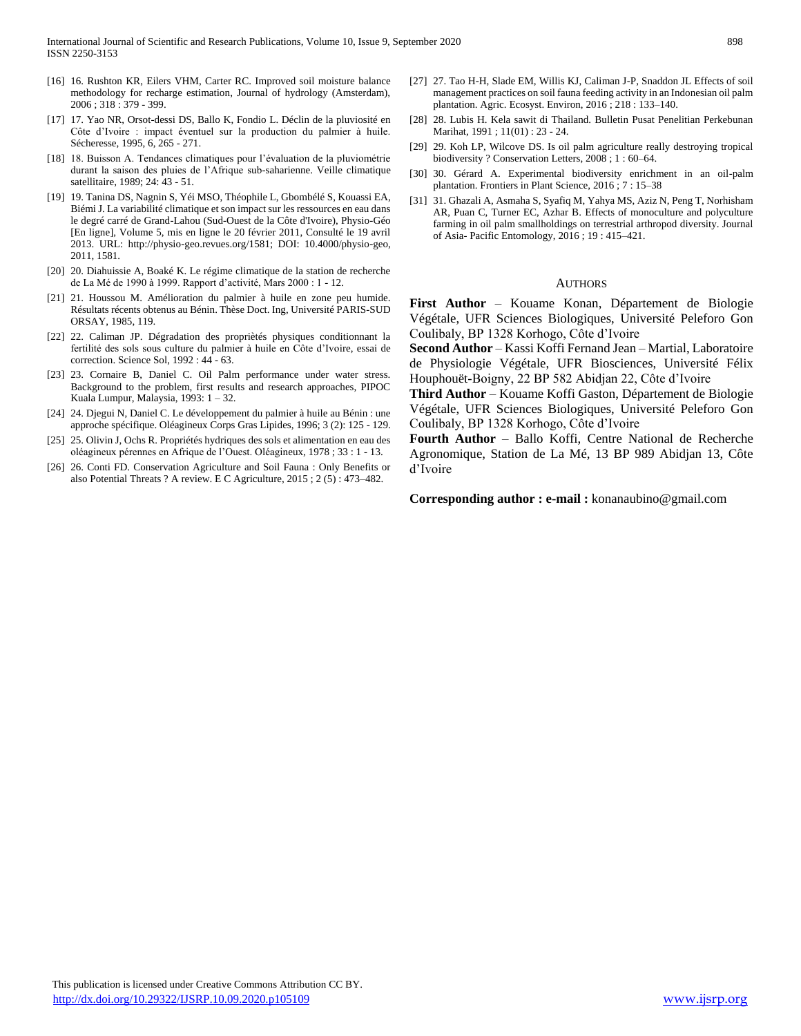[16] 16. Rushton KR, Eilers VHM, Carter RC. Improved soil moisture balance methodology for recharge estimation, Journal of hydrology (Amsterdam), 2006 ; 318 : 379 - 399.

[17] 17. Yao NR, Orsot-dessi DS, Ballo K, Fondio L. Déclin de la pluviosité en Côte d'Ivoire : impact éventuel sur la production du palmier à huile. Sécheresse, 1995, 6, 265 - 271.

[18] 18. Buisson A. Tendances climatiques pour l'évaluation de la pluviométrie durant la saison des pluies de l'Afrique sub-saharienne. Veille climatique satellitaire, 1989; 24: 43 - 51.

[19] 19. Tanina DS, Nagnin S, Yéi MSO, Théophile L, Gbombélé S, Kouassi EA, Biémi J. La variabilité climatique et son impact sur les ressources en eau dans le degré carré de Grand-Lahou (Sud-Ouest de la Côte d'Ivoire), Physio-Géo [En ligne], Volume 5, mis en ligne le 20 février 2011, Consulté le 19 avril 2013. URL: http://physio-geo.revues.org/1581; DOI: 10.4000/physio-geo, 2011, 1581.

[20] 20. Diahuissie A, Boaké K. Le régime climatique de la station de recherche de La Mé de 1990 à 1999. Rapport d'activité, Mars 2000 : 1 - 12.

[21] 21. Houssou M. Amélioration du palmier à huile en zone peu humide. Résultats récents obtenus au Bénin. Thèse Doct. Ing, Université PARIS-SUD ORSAY, 1985, 119.

[22] 22. Caliman JP. Dégradation des propriètés physiques conditionnant la fertilité des sols sous culture du palmier à huile en Côte d'Ivoire, essai de correction. Science Sol, 1992 : 44 - 63.

[23] 23. Cornaire B, Daniel C. Oil Palm performance under water stress. Background to the problem, first results and research approaches, PIPOC Kuala Lumpur, Malaysia, 1993: 1 – 32.

[24] 24. Djegui N, Daniel C. Le développement du palmier à huile au Bénin : une approche spécifique. Oléagineux Corps Gras Lipides, 1996; 3 (2): 125 - 129.

[25] 25. Olivin J, Ochs R. Propriétés hydriques des sols et alimentation en eau des oléagineux pérennes en Afrique de l'Ouest. Oléagineux, 1978 ; 33 : 1 - 13.

[26] 26. Conti FD. Conservation Agriculture and Soil Fauna : Only Benefits or also Potential Threats ? A review. E C Agriculture, 2015 ; 2 (5) : 473–482.

[27] 27. Tao H-H, Slade EM, Willis KJ, Caliman J-P, Snaddon JL Effects of soil management practices on soil fauna feeding activity in an Indonesian oil palm plantation. Agric. Ecosyst. Environ, 2016 ; 218 : 133–140.

[28] 28. Lubis H. Kela sawit di Thailand. Bulletin Pusat Penelitian Perkebunan Marihat, 1991 ; 11(01) : 23 - 24.

[29] 29. Koh LP, Wilcove DS. Is oil palm agriculture really destroying tropical biodiversity ? Conservation Letters, 2008 ; 1 : 60–64.

[30] 30. Gérard A. Experimental biodiversity enrichment in an oil-palm plantation. Frontiers in Plant Science, 2016 ; 7 : 15–38

[31] 31. Ghazali A, Asmaha S, Syafiq M, Yahya MS, Aziz N, Peng T, Norhisham AR, Puan C, Turner EC, Azhar B. Effects of monoculture and polyculture farming in oil palm smallholdings on terrestrial arthropod diversity. Journal of Asia- Pacific Entomology, 2016 ; 19 : 415–421.

## AUTHORS

**First Author** – Kouame Konan, Département de Biologie Végétale, UFR Sciences Biologiques, Université Peleforo Gon Coulibaly, BP 1328 Korhogo, Côte d'Ivoire

**Second Author** – Kassi Koffi Fernand Jean – Martial, Laboratoire de Physiologie Végétale, UFR Biosciences, Université Félix Houphouët-Boigny, 22 BP 582 Abidjan 22, Côte d'Ivoire

**Third Author** – Kouame Koffi Gaston, Département de Biologie Végétale, UFR Sciences Biologiques, Université Peleforo Gon Coulibaly, BP 1328 Korhogo, Côte d'Ivoire

**Fourth Author** – Ballo Koffi, Centre National de Recherche Agronomique, Station de La Mé, 13 BP 989 Abidjan 13, Côte d'Ivoire

**Corresponding author : e-mail :** konanaubino@gmail.com